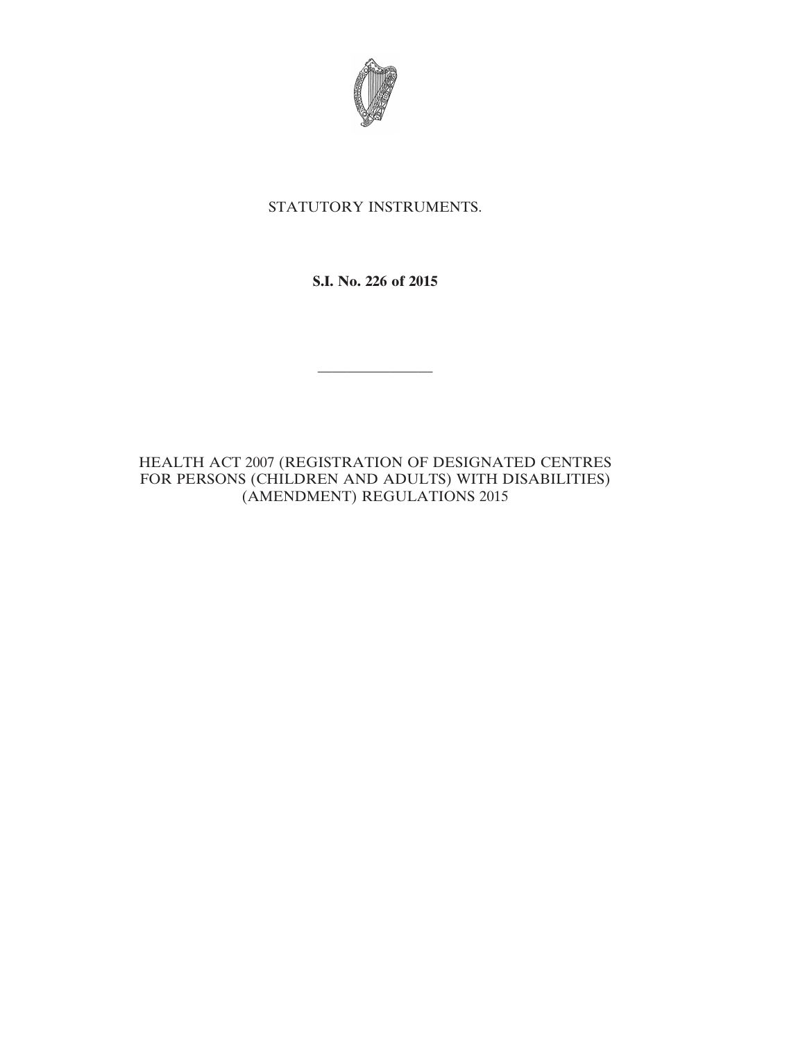STATUTORY INSTRUMENTS.

**S.I. No. 226 of 2015**

---

HEALTH ACT 2007 (REGISTRATION OF DESIGNATED CENTRES FOR PERSONS (CHILDREN AND ADULTS) WITH DISABILITIES) (AMENDMENT) REGULATIONS 2015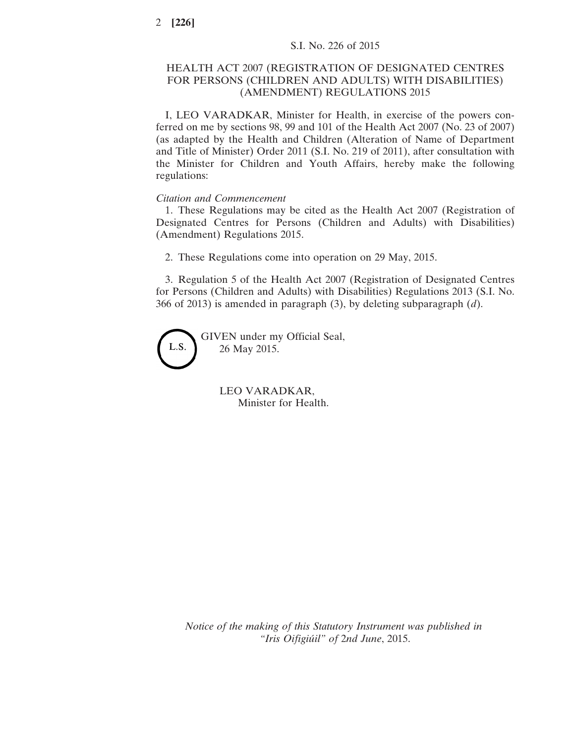S.I. No. 226 of 2015

# HEALTH ACT 2007 (REGISTRATION OF DESIGNATED CENTRES FOR PERSONS (CHILDREN AND ADULTS) WITH DISABILITIES) (AMENDMENT) REGULATIONS 2015

I, LEO VARADKAR, Minister for Health, in exercise of the powers conferred on me by sections 98, 99 and 101 of the Health Act 2007 (No. 23 of 2007) (as adapted by the Health and Children (Alteration of Name of Department and Title of Minister) Order 2011 (S.I. No. 219 of 2011), after consultation with the Minister for Children and Youth Affairs, hereby make the following regulations:

*Citation and Commencement*

1. These Regulations may be cited as the Health Act 2007 (Registration of Designated Centres for Persons (Children and Adults) with Disabilities) (Amendment) Regulations 2015.

2. These Regulations come into operation on 29 May, 2015.

3. Regulation 5 of the Health Act 2007 (Registration of Designated Centres for Persons (Children and Adults) with Disabilities) Regulations 2013 (S.I. No. 366 of 2013) is amended in paragraph (3), by deleting subparagraph (*d*).

L.S.

GIVEN under my Official Seal,
26 May 2015.

LEO VARADKAR,
Minister for Health.

*Notice of the making of this Statutory Instrument was published in "Iris Oifigiúil" of* 2*nd June*, 2015.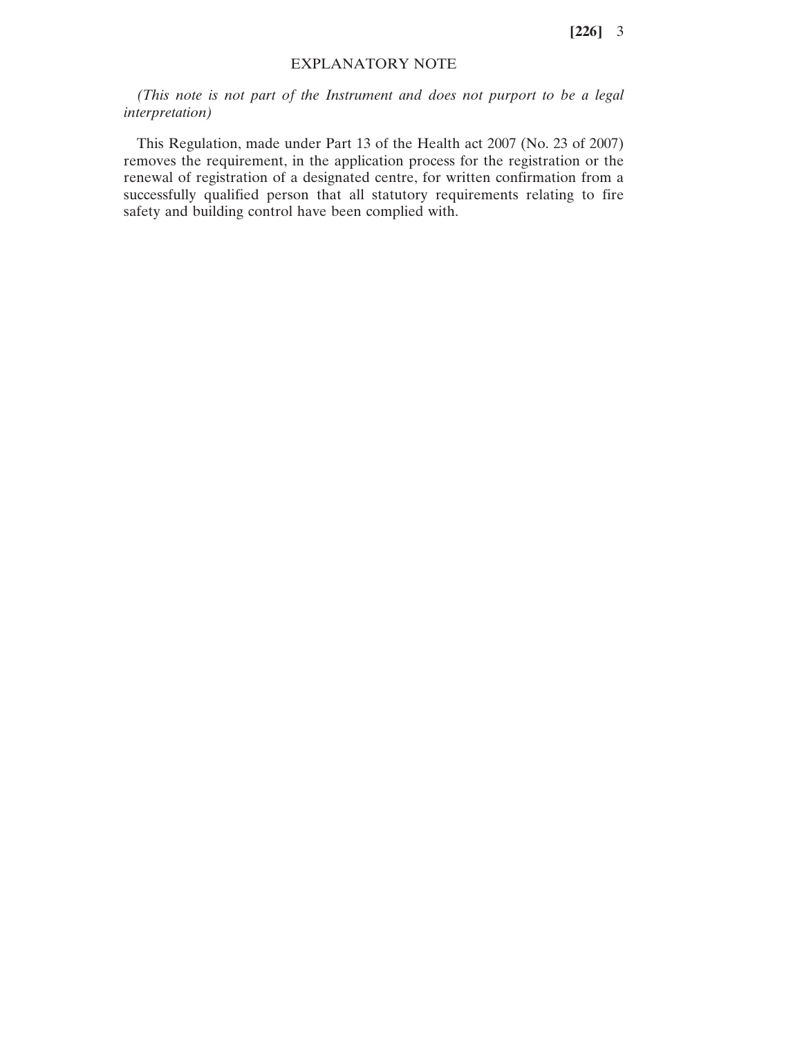# EXPLANATORY NOTE

*(This note is not part of the Instrument and does not purport to be a legal interpretation)*

This Regulation, made under Part 13 of the Health act 2007 (No. 23 of 2007) removes the requirement, in the application process for the registration or the renewal of registration of a designated centre, for written confirmation from a successfully qualified person that all statutory requirements relating to fire safety and building control have been complied with.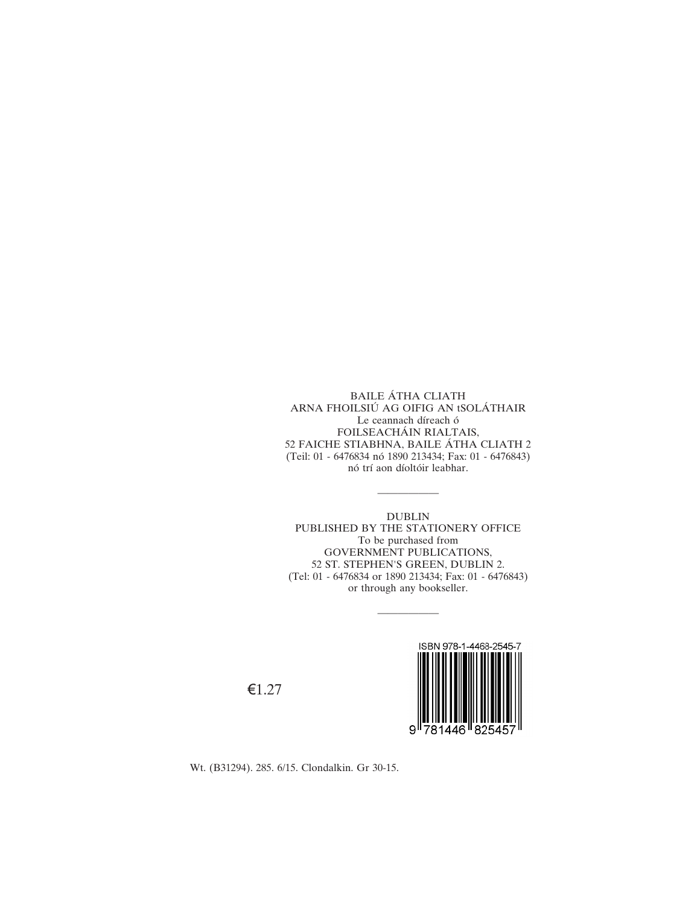BAILE ÁTHA CLIATH
ARNA FHOILSIÚ AG OIFIG AN tSOLÁTHAIR
Le ceannach díreach ó
FOILSEACHÁIN RIALTAIS,
52 FAICHE STIABHNA, BAILE ÁTHA CLIATH 2
(Teil: 01 - 6476834 nó 1890 213434; Fax: 01 - 6476843)
nó trí aon díoltóir leabhar.

---

DUBLIN
PUBLISHED BY THE STATIONERY OFFICE
To be purchased from
GOVERNMENT PUBLICATIONS,
52 ST. STEPHEN'S GREEN, DUBLIN 2.
(Tel: 01 - 6476834 or 1890 213434; Fax: 01 - 6476843)
or through any bookseller.

---

€1.27

ISBN 978-1-4468-2545-7

9 781446 825457

Wt. (B31294). 285. 6/15. Clondalkin. Gr 30-15.